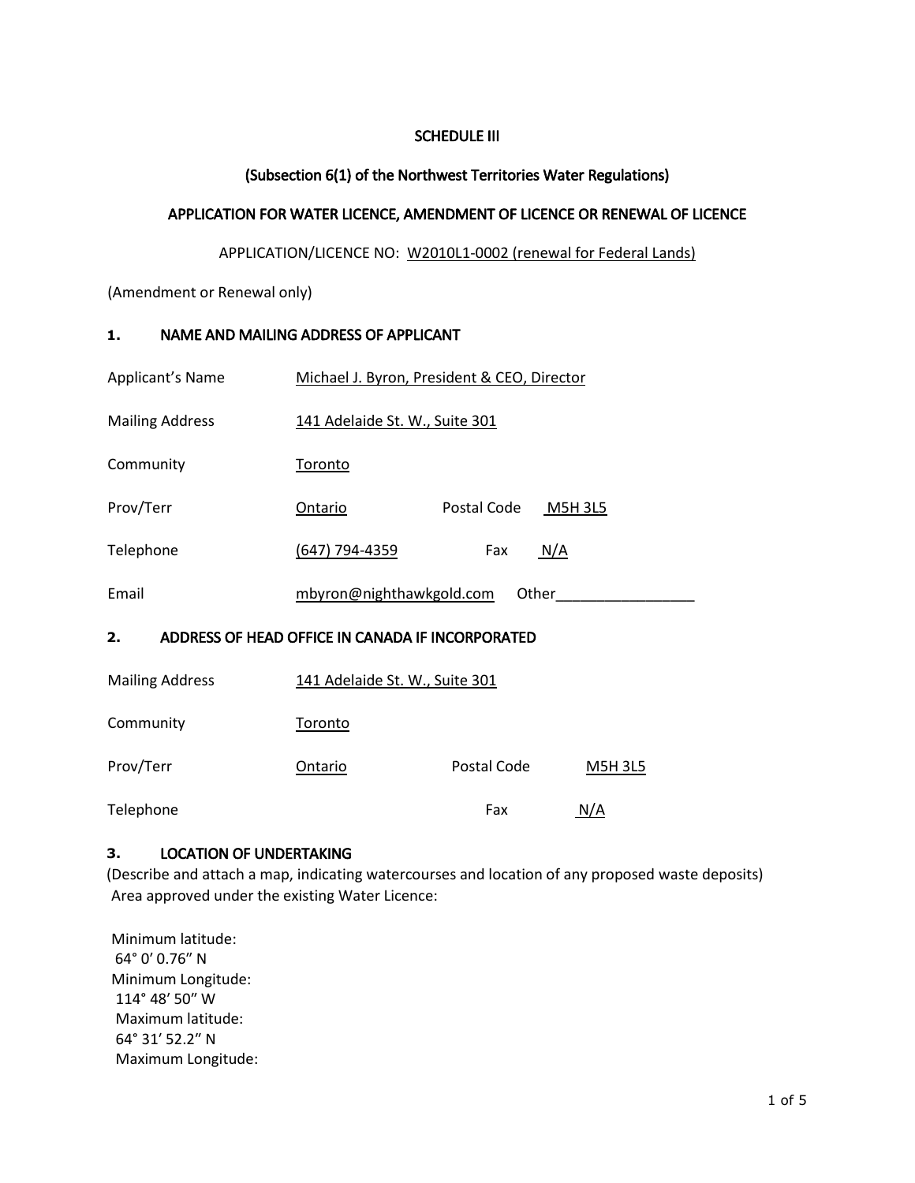SCHEDULE III

(Subsection 6(1) of the Northwest Territories Water Regulations)

APPLICATION FOR WATER LICENCE, AMENDMENT OF LICENCE OR RENEWAL OF LICENCE

APPLICATION/LICENCE NO: W2010L1-0002 (renewal for Federal Lands)

(Amendment or Renewal only)

## 1. NAME AND MAILING ADDRESS OF APPLICANT

Applicant's Name: Michael J. Byron, President & CEO, Director

Mailing Address: 141 Adelaide St. W., Suite 301

Community: Toronto

Prov/Terr: Ontario   Postal Code: M5H 3L5

Telephone: (647) 794-4359   Fax: N/A

Email: mbyron@nighthawkgold.com   Other_________________

## 2. ADDRESS OF HEAD OFFICE IN CANADA IF INCORPORATED

Mailing Address: 141 Adelaide St. W., Suite 301

Community: Toronto

Prov/Terr: Ontario   Postal Code: M5H 3L5

Telephone:   Fax: N/A

## 3. LOCATION OF UNDERTAKING

(Describe and attach a map, indicating watercourses and location of any proposed waste deposits)

Area approved under the existing Water Licence:

Minimum latitude:
64° 0' 0.76" N
Minimum Longitude:
114° 48' 50" W
Maximum latitude:
64° 31' 52.2" N
Maximum Longitude: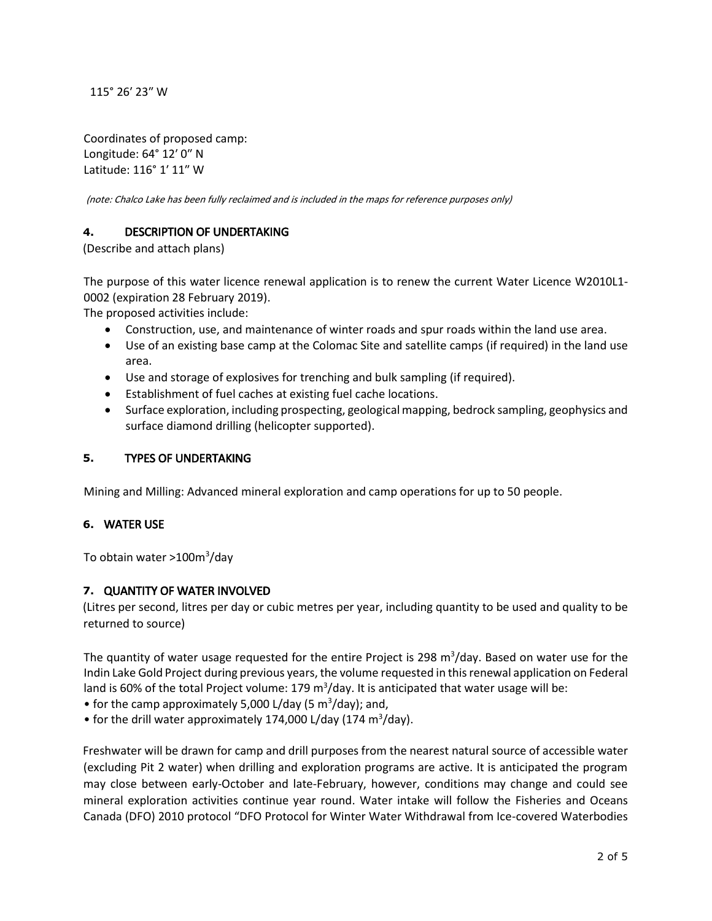115° 26’ 23” W

Coordinates of proposed camp:
Longitude: 64° 12’ 0” N
Latitude: 116° 1’ 11” W

*(note: Chalco Lake has been fully reclaimed and is included in the maps for reference purposes only)*

## 4. DESCRIPTION OF UNDERTAKING

(Describe and attach plans)

The purpose of this water licence renewal application is to renew the current Water Licence W2010L1-0002 (expiration 28 February 2019).

The proposed activities include:

- Construction, use, and maintenance of winter roads and spur roads within the land use area.
- Use of an existing base camp at the Colomac Site and satellite camps (if required) in the land use area.
- Use and storage of explosives for trenching and bulk sampling (if required).
- Establishment of fuel caches at existing fuel cache locations.
- Surface exploration, including prospecting, geological mapping, bedrock sampling, geophysics and surface diamond drilling (helicopter supported).

## 5. TYPES OF UNDERTAKING

Mining and Milling: Advanced mineral exploration and camp operations for up to 50 people.

## 6. WATER USE

To obtain water >100m$^3$/day

## 7. QUANTITY OF WATER INVOLVED

(Litres per second, litres per day or cubic metres per year, including quantity to be used and quality to be returned to source)

The quantity of water usage requested for the entire Project is 298 m$^3$/day. Based on water use for the Indin Lake Gold Project during previous years, the volume requested in this renewal application on Federal land is 60% of the total Project volume: 179 m$^3$/day. It is anticipated that water usage will be:

- for the camp approximately 5,000 L/day (5 m$^3$/day); and,
- for the drill water approximately 174,000 L/day (174 m$^3$/day).

Freshwater will be drawn for camp and drill purposes from the nearest natural source of accessible water (excluding Pit 2 water) when drilling and exploration programs are active. It is anticipated the program may close between early-October and late-February, however, conditions may change and could see mineral exploration activities continue year round. Water intake will follow the Fisheries and Oceans Canada (DFO) 2010 protocol “DFO Protocol for Winter Water Withdrawal from Ice-covered Waterbodies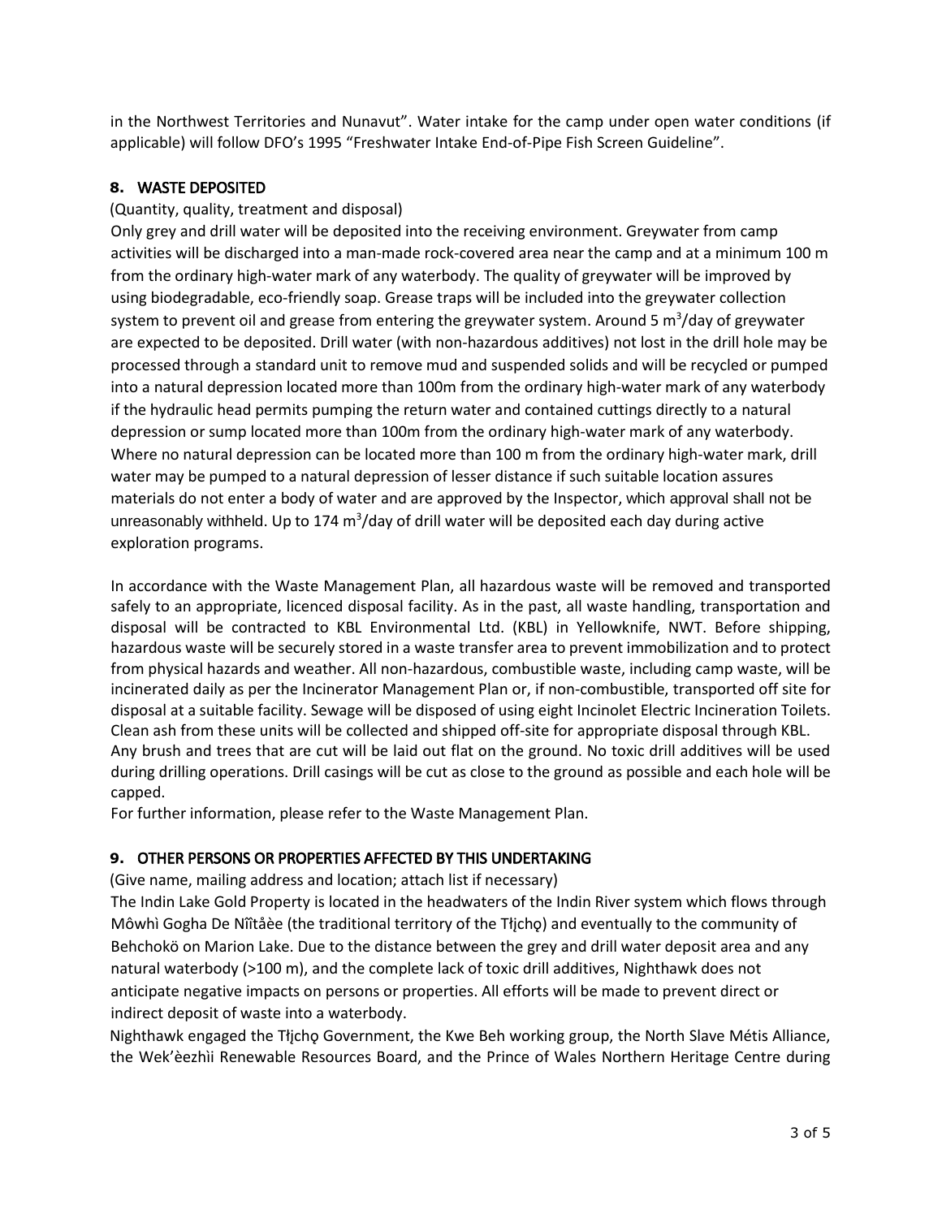in the Northwest Territories and Nunavut". Water intake for the camp under open water conditions (if applicable) will follow DFO's 1995 "Freshwater Intake End-of-Pipe Fish Screen Guideline".

## 8. WASTE DEPOSITED

(Quantity, quality, treatment and disposal)

Only grey and drill water will be deposited into the receiving environment. Greywater from camp activities will be discharged into a man-made rock-covered area near the camp and at a minimum 100 m from the ordinary high-water mark of any waterbody. The quality of greywater will be improved by using biodegradable, eco-friendly soap. Grease traps will be included into the greywater collection system to prevent oil and grease from entering the greywater system. Around 5 $m^3$/day of greywater are expected to be deposited. Drill water (with non-hazardous additives) not lost in the drill hole may be processed through a standard unit to remove mud and suspended solids and will be recycled or pumped into a natural depression located more than 100m from the ordinary high-water mark of any waterbody if the hydraulic head permits pumping the return water and contained cuttings directly to a natural depression or sump located more than 100m from the ordinary high-water mark of any waterbody. Where no natural depression can be located more than 100 m from the ordinary high-water mark, drill water may be pumped to a natural depression of lesser distance if such suitable location assures materials do not enter a body of water and are approved by the Inspector, which approval shall not be unreasonably withheld. Up to 174 $m^3$/day of drill water will be deposited each day during active exploration programs.

In accordance with the Waste Management Plan, all hazardous waste will be removed and transported safely to an appropriate, licenced disposal facility. As in the past, all waste handling, transportation and disposal will be contracted to KBL Environmental Ltd. (KBL) in Yellowknife, NWT. Before shipping, hazardous waste will be securely stored in a waste transfer area to prevent immobilization and to protect from physical hazards and weather. All non-hazardous, combustible waste, including camp waste, will be incinerated daily as per the Incinerator Management Plan or, if non-combustible, transported off site for disposal at a suitable facility. Sewage will be disposed of using eight Incinolet Electric Incineration Toilets. Clean ash from these units will be collected and shipped off-site for appropriate disposal through KBL. Any brush and trees that are cut will be laid out flat on the ground. No toxic drill additives will be used during drilling operations. Drill casings will be cut as close to the ground as possible and each hole will be capped.

For further information, please refer to the Waste Management Plan.

## 9. OTHER PERSONS OR PROPERTIES AFFECTED BY THIS UNDERTAKING

(Give name, mailing address and location; attach list if necessary)

The Indin Lake Gold Property is located in the headwaters of the Indin River system which flows through Môwhì Gogha De Nîîtåèe (the traditional territory of the Tłı̨chǫ) and eventually to the community of Behchokö on Marion Lake. Due to the distance between the grey and drill water deposit area and any natural waterbody (>100 m), and the complete lack of toxic drill additives, Nighthawk does not anticipate negative impacts on persons or properties. All efforts will be made to prevent direct or indirect deposit of waste into a waterbody.

Nighthawk engaged the Tłı̨chǫ Government, the Kwe Beh working group, the North Slave Métis Alliance, the Wek'èezhìi Renewable Resources Board, and the Prince of Wales Northern Heritage Centre during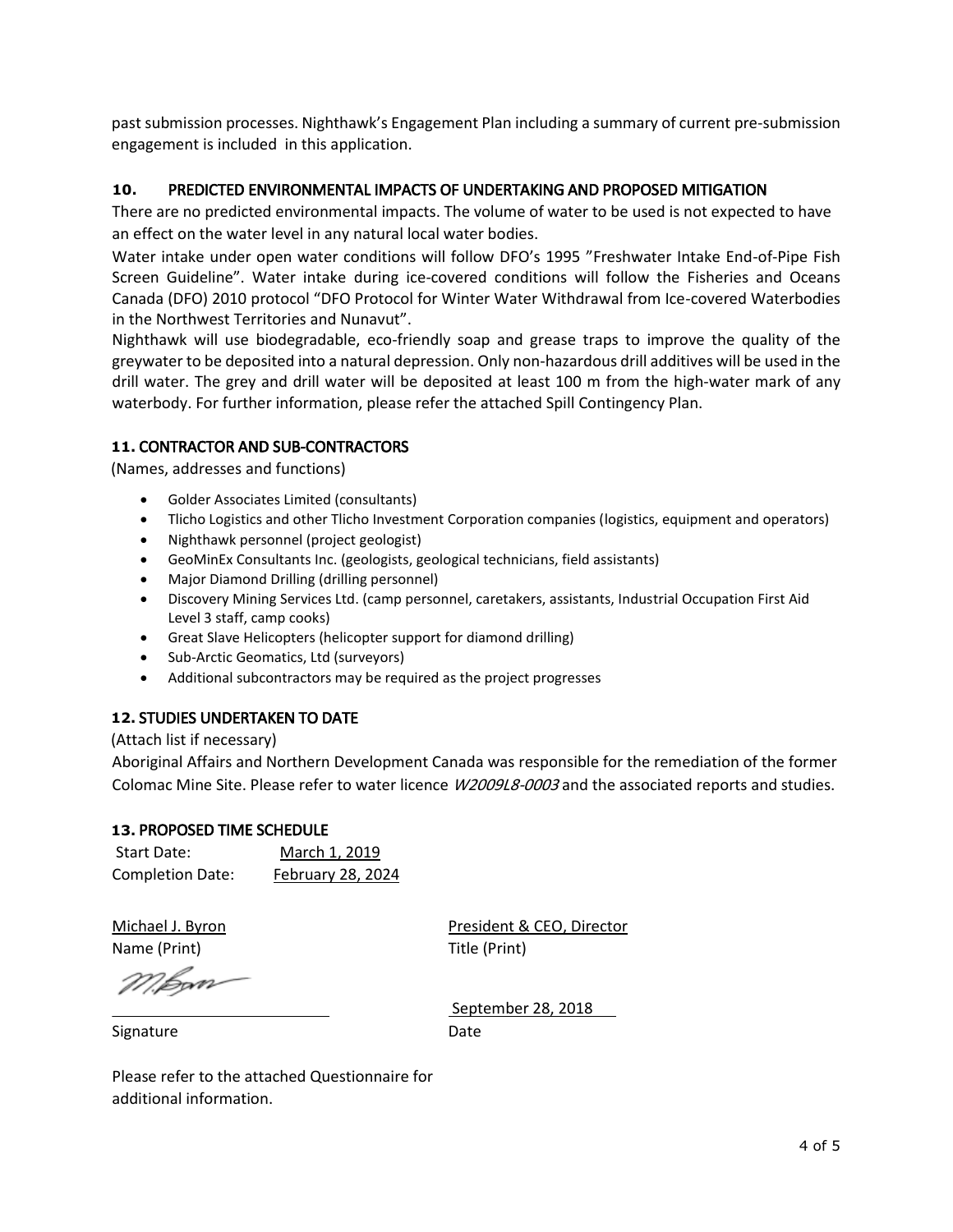past submission processes. Nighthawk's Engagement Plan including a summary of current pre-submission engagement is included in this application.

## 10. PREDICTED ENVIRONMENTAL IMPACTS OF UNDERTAKING AND PROPOSED MITIGATION

There are no predicted environmental impacts. The volume of water to be used is not expected to have an effect on the water level in any natural local water bodies.

Water intake under open water conditions will follow DFO's 1995 "Freshwater Intake End-of-Pipe Fish Screen Guideline". Water intake during ice-covered conditions will follow the Fisheries and Oceans Canada (DFO) 2010 protocol "DFO Protocol for Winter Water Withdrawal from Ice-covered Waterbodies in the Northwest Territories and Nunavut".

Nighthawk will use biodegradable, eco-friendly soap and grease traps to improve the quality of the greywater to be deposited into a natural depression. Only non-hazardous drill additives will be used in the drill water. The grey and drill water will be deposited at least 100 m from the high-water mark of any waterbody. For further information, please refer the attached Spill Contingency Plan.

## 11. CONTRACTOR AND SUB-CONTRACTORS

(Names, addresses and functions)

- Golder Associates Limited (consultants)
- Tlicho Logistics and other Tlicho Investment Corporation companies (logistics, equipment and operators)
- Nighthawk personnel (project geologist)
- GeoMinEx Consultants Inc. (geologists, geological technicians, field assistants)
- Major Diamond Drilling (drilling personnel)
- Discovery Mining Services Ltd. (camp personnel, caretakers, assistants, Industrial Occupation First Aid Level 3 staff, camp cooks)
- Great Slave Helicopters (helicopter support for diamond drilling)
- Sub-Arctic Geomatics, Ltd (surveyors)
- Additional subcontractors may be required as the project progresses

## 12. STUDIES UNDERTAKEN TO DATE

(Attach list if necessary)

Aboriginal Affairs and Northern Development Canada was responsible for the remediation of the former Colomac Mine Site. Please refer to water licence *W2009L8-0003* and the associated reports and studies.

## 13. PROPOSED TIME SCHEDULE

Start Date: March 1, 2019

Completion Date: February 28, 2024

Michael J. Byron — Name (Print)

President & CEO, Director — Title (Print)

[Signature] — Signature

September 28, 2018 — Date

Please refer to the attached Questionnaire for additional information.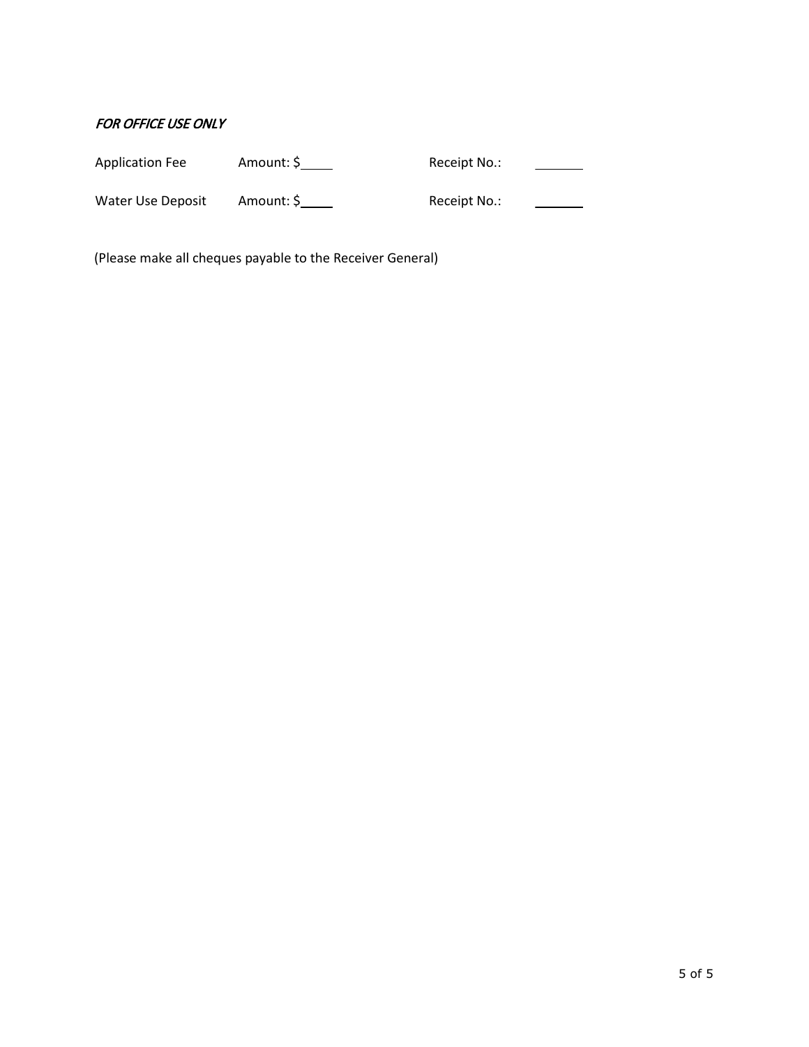*FOR OFFICE USE ONLY*

| | | | |
|---|---|---|---|
| Application Fee | Amount: $\_\_\_\_\_ | Receipt No.: | \_\_\_\_\_\_\_ |
| Water Use Deposit | Amount: $\_\_\_\_\_ | Receipt No.: | \_\_\_\_\_\_\_ |

(Please make all cheques payable to the Receiver General)